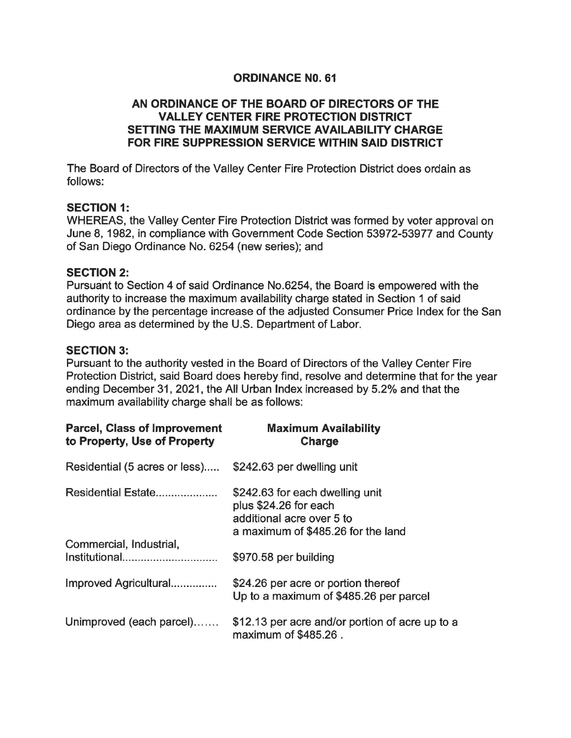# ORDINANCE N0. 61

## AN ORDINANCE OF THE BOARD OF DIRECTORS OF THE VALLEY CENTER FIRE PROTECTION DISTRICT SETTING THE MAXIMUM SERVICE AVAILABILITY CHARGE FOR FIRE SUPPRESSION SERVICE WITHIN SAID DISTRICT

The Board of Directors of the Valley Center Fire Protection District does ordain as follows:

**SECTION 1:**
WHEREAS, the Valley Center Fire Protection District was formed by voter approval on June 8, 1982, in compliance with Government Code Section 53972-53977 and County of San Diego Ordinance No. 6254 (new series); and

**SECTION 2:**
Pursuant to Section 4 of said Ordinance No.6254, the Board is empowered with the authority to increase the maximum availability charge stated in Section 1 of said ordinance by the percentage increase of the adjusted Consumer Price Index for the San Diego area as determined by the U.S. Department of Labor.

**SECTION 3:**
Pursuant to the authority vested in the Board of Directors of the Valley Center Fire Protection District, said Board does hereby find, resolve and determine that for the year ending December 31, 2021, the All Urban Index increased by 5.2% and that the maximum availability charge shall be as follows:

| Parcel, Class of Improvement to Property, Use of Property | Maximum Availability Charge |
|---|---|
| Residential (5 acres or less)..... | $242.63 per dwelling unit |
| Residential Estate.................... | $242.63 for each dwelling unit plus $24.26 for each additional acre over 5 to a maximum of $485.26 for the land |
| Commercial, Industrial, Institutional............................... | $970.58 per building |
| Improved Agricultural............... | $24.26 per acre or portion thereof Up to a maximum of $485.26 per parcel |
| Unimproved (each parcel)....... | $12.13 per acre and/or portion of acre up to a maximum of $485.26 . |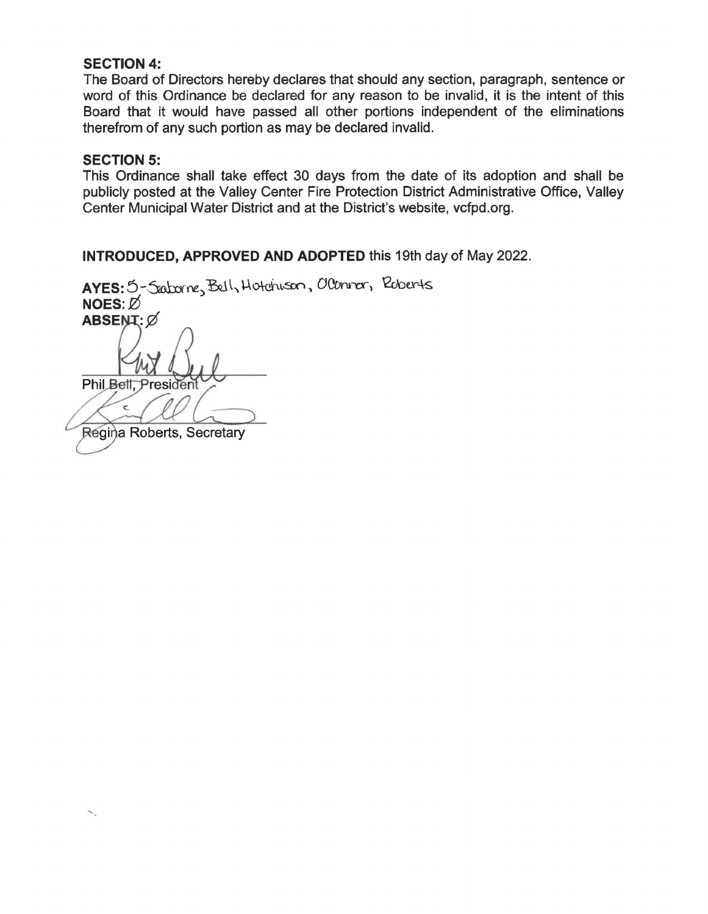**SECTION 4:**

The Board of Directors hereby declares that should any section, paragraph, sentence or word of this Ordinance be declared for any reason to be invalid, it is the intent of this Board that it would have passed all other portions independent of the eliminations therefrom of any such portion as may be declared invalid.

**SECTION 5:**

This Ordinance shall take effect 30 days from the date of its adoption and shall be publicly posted at the Valley Center Fire Protection District Administrative Office, Valley Center Municipal Water District and at the District's website, vcfpd.org.

**INTRODUCED, APPROVED AND ADOPTED** this 19th day of May 2022.

**AYES:** 5 - Seaborne, Bell, Hotchuson, O'Connor, Roberts
**NOES:** Ø
**ABSENT:** Ø

Phil Bell, President

Regina Roberts, Secretary